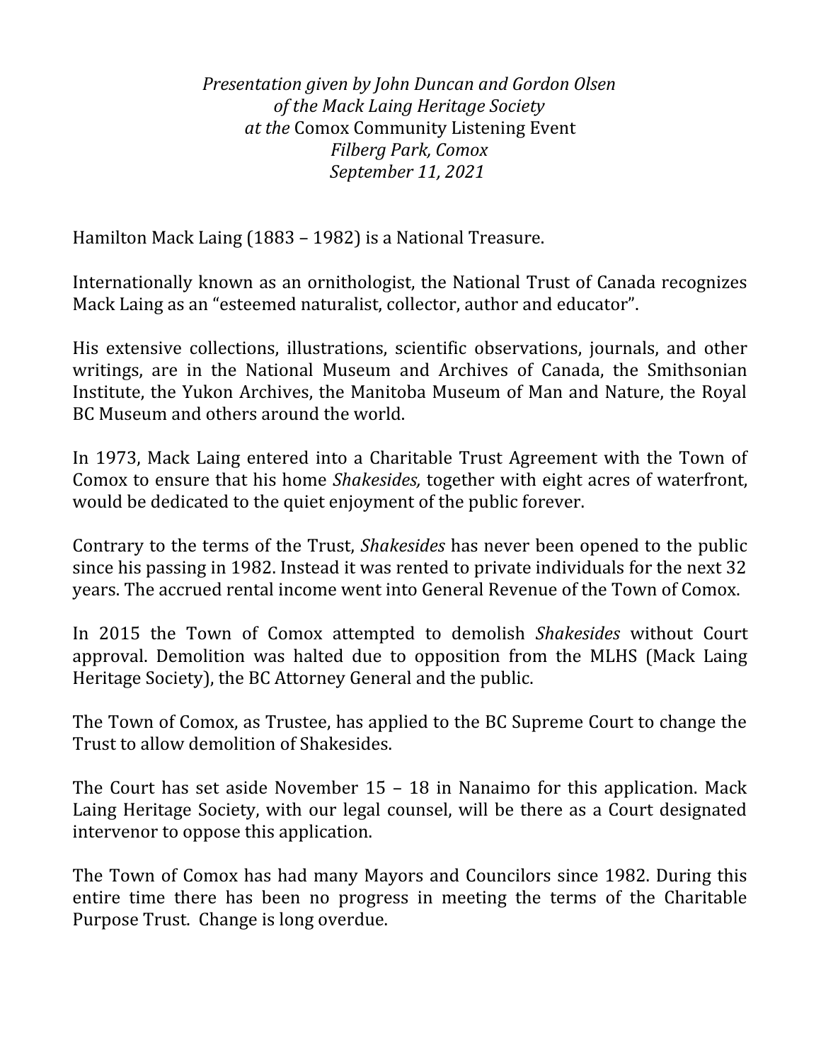*Presentation given by John Duncan and Gordon Olsen*
*of the Mack Laing Heritage Society*
*at the* Comox Community Listening Event
*Filberg Park, Comox*
*September 11, 2021*

Hamilton Mack Laing (1883 – 1982) is a National Treasure.

Internationally known as an ornithologist, the National Trust of Canada recognizes Mack Laing as an "esteemed naturalist, collector, author and educator".

His extensive collections, illustrations, scientific observations, journals, and other writings, are in the National Museum and Archives of Canada, the Smithsonian Institute, the Yukon Archives, the Manitoba Museum of Man and Nature, the Royal BC Museum and others around the world.

In 1973, Mack Laing entered into a Charitable Trust Agreement with the Town of Comox to ensure that his home *Shakesides,* together with eight acres of waterfront, would be dedicated to the quiet enjoyment of the public forever.

Contrary to the terms of the Trust, *Shakesides* has never been opened to the public since his passing in 1982. Instead it was rented to private individuals for the next 32 years. The accrued rental income went into General Revenue of the Town of Comox.

In 2015 the Town of Comox attempted to demolish *Shakesides* without Court approval. Demolition was halted due to opposition from the MLHS (Mack Laing Heritage Society), the BC Attorney General and the public.

The Town of Comox, as Trustee, has applied to the BC Supreme Court to change the Trust to allow demolition of Shakesides.

The Court has set aside November 15 – 18 in Nanaimo for this application. Mack Laing Heritage Society, with our legal counsel, will be there as a Court designated intervenor to oppose this application.

The Town of Comox has had many Mayors and Councilors since 1982. During this entire time there has been no progress in meeting the terms of the Charitable Purpose Trust. Change is long overdue.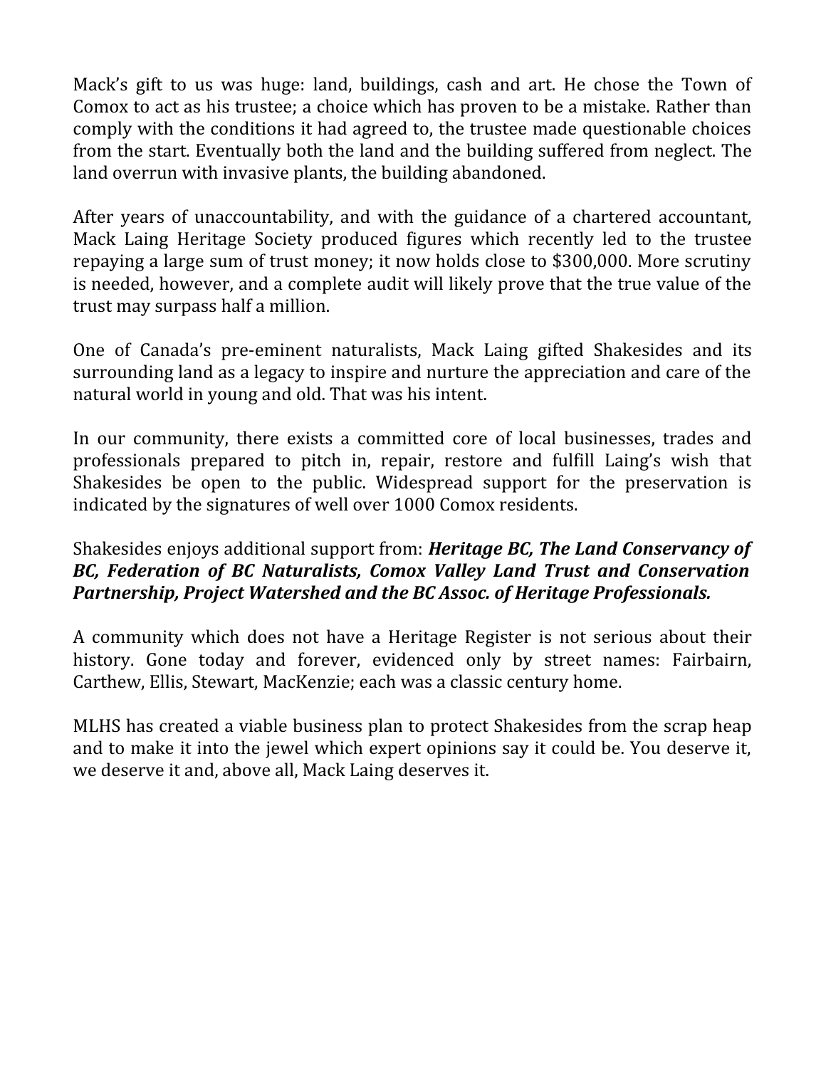Mack's gift to us was huge: land, buildings, cash and art. He chose the Town of Comox to act as his trustee; a choice which has proven to be a mistake. Rather than comply with the conditions it had agreed to, the trustee made questionable choices from the start. Eventually both the land and the building suffered from neglect. The land overrun with invasive plants, the building abandoned.

After years of unaccountability, and with the guidance of a chartered accountant, Mack Laing Heritage Society produced figures which recently led to the trustee repaying a large sum of trust money; it now holds close to $300,000. More scrutiny is needed, however, and a complete audit will likely prove that the true value of the trust may surpass half a million.

One of Canada's pre-eminent naturalists, Mack Laing gifted Shakesides and its surrounding land as a legacy to inspire and nurture the appreciation and care of the natural world in young and old. That was his intent.

In our community, there exists a committed core of local businesses, trades and professionals prepared to pitch in, repair, restore and fulfill Laing's wish that Shakesides be open to the public. Widespread support for the preservation is indicated by the signatures of well over 1000 Comox residents.

Shakesides enjoys additional support from: ***Heritage BC, The Land Conservancy of BC, Federation of BC Naturalists, Comox Valley Land Trust and Conservation Partnership, Project Watershed and the BC Assoc. of Heritage Professionals.***

A community which does not have a Heritage Register is not serious about their history. Gone today and forever, evidenced only by street names: Fairbairn, Carthew, Ellis, Stewart, MacKenzie; each was a classic century home.

MLHS has created a viable business plan to protect Shakesides from the scrap heap and to make it into the jewel which expert opinions say it could be. You deserve it, we deserve it and, above all, Mack Laing deserves it.